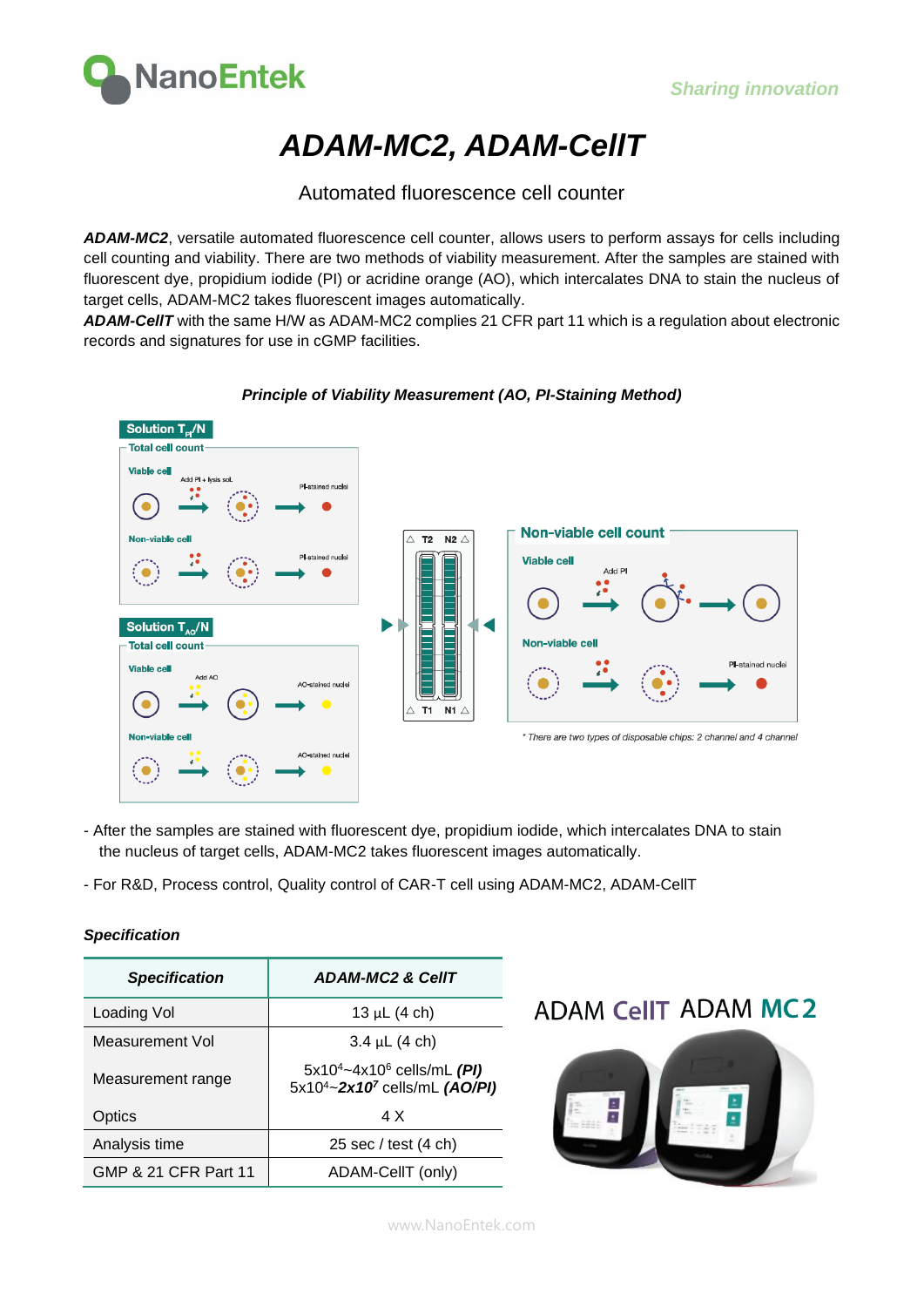# ADAM-MC2, ADAM-CellT

Automated fluorescence cell counter

***ADAM-MC2***, versatile automated fluorescence cell counter, allows users to perform assays for cells including cell counting and viability. There are two methods of viability measurement. After the samples are stained with fluorescent dye, propidium iodide (PI) or acridine orange (AO), which intercalates DNA to stain the nucleus of target cells, ADAM-MC2 takes fluorescent images automatically.
***ADAM-CellT*** with the same H/W as ADAM-MC2 complies 21 CFR part 11 which is a regulation about electronic records and signatures for use in cGMP facilities.

***Principle of Viability Measurement (AO, PI-Staining Method)***

Solution $T_{PI}$/N
Total cell count
Viable cell — Add PI + lysis sol. — PI-stained nuclei
Non-viable cell — PI-stained nuclei

Solution $T_{AO}$/N
Total cell count
Viable cell — Add AO — AO-stained nuclei
Non-viable cell — AO-stained nuclei

T2 N2 T1 N1

Non-viable cell count
Viable cell — Add PI
Non-viable cell — PI-stained nuclei

* There are two types of disposable chips: 2 channel and 4 channel

- After the samples are stained with fluorescent dye, propidium iodide, which intercalates DNA to stain the nucleus of target cells, ADAM-MC2 takes fluorescent images automatically.
- For R&D, Process control, Quality control of CAR-T cell using ADAM-MC2, ADAM-CellT

***Specification***

| ***Specification*** | ***ADAM-MC2 & CellT*** |
|---|---|
| Loading Vol | 13 µL (4 ch) |
| Measurement Vol | 3.4 µL (4 ch) |
| Measurement range | $5x10^4$~$4x10^6$ cells/mL ***(PI)*** <br> $5x10^4$~***$2x10^7$*** cells/mL ***(AO/PI)*** |
| Optics | 4 X |
| Analysis time | 25 sec / test (4 ch) |
| GMP & 21 CFR Part 11 | ADAM-CellT (only) |

ADAM CellT ADAM MC2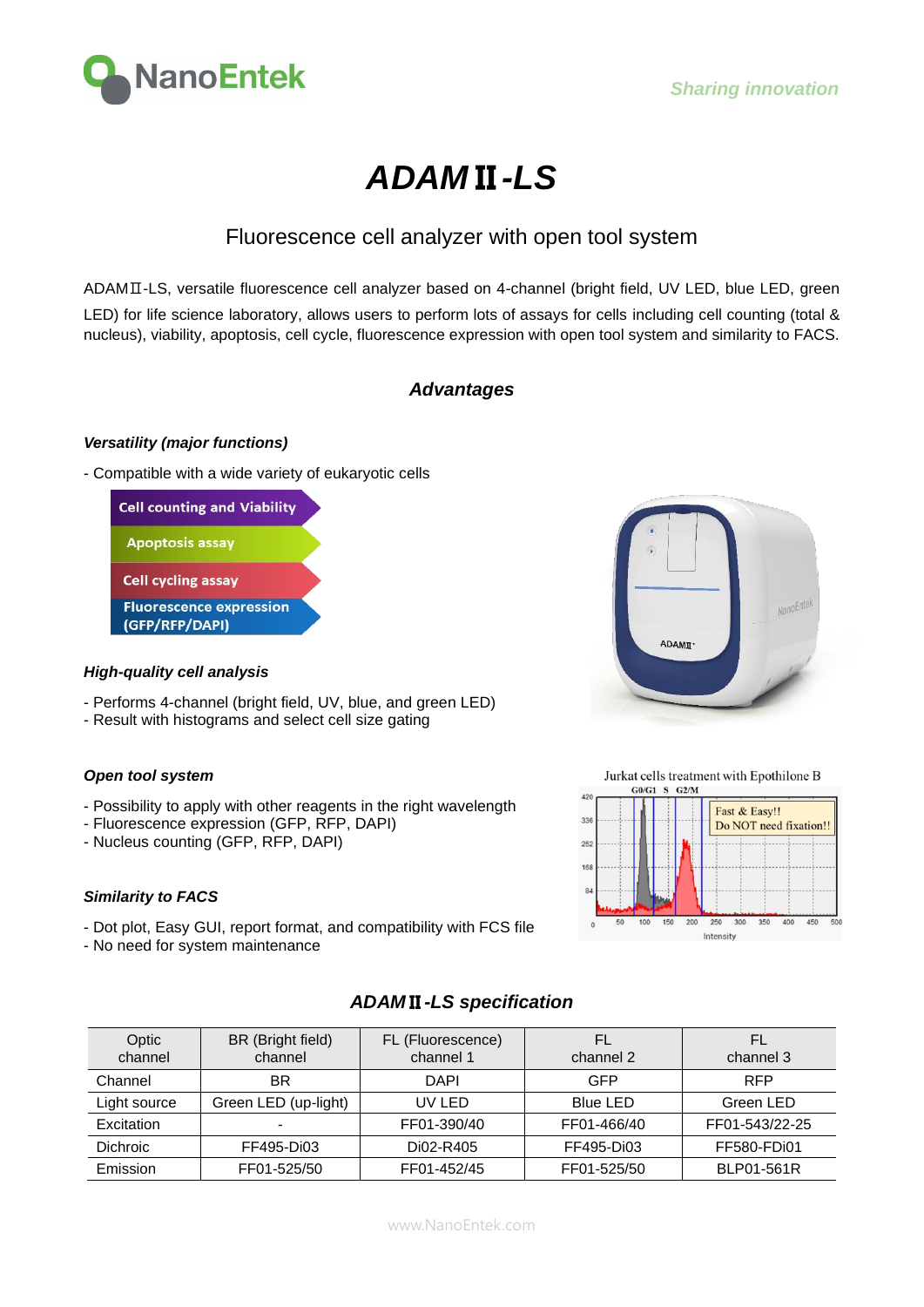# *ADAMⅡ-LS*

## Fluorescence cell analyzer with open tool system

ADAMⅡ-LS, versatile fluorescence cell analyzer based on 4-channel (bright field, UV LED, blue LED, green LED) for life science laboratory, allows users to perform lots of assays for cells including cell counting (total & nucleus), viability, apoptosis, cell cycle, fluorescence expression with open tool system and similarity to FACS.

## *Advantages*

### *Versatility (major functions)*

- Compatible with a wide variety of eukaryotic cells

- Cell counting and Viability
- Apoptosis assay
- Cell cycling assay
- Fluorescence expression (GFP/RFP/DAPI)

### *High-quality cell analysis*

- Performs 4-channel (bright field, UV, blue, and green LED)
- Result with histograms and select cell size gating

### *Open tool system*

- Possibility to apply with other reagents in the right wavelength
- Fluorescence expression (GFP, RFP, DAPI)
- Nucleus counting (GFP, RFP, DAPI)

Jurkat cells treatment with Epothilone B

Fast & Easy!! Do NOT need fixation!!

### *Similarity to FACS*

- Dot plot, Easy GUI, report format, and compatibility with FCS file
- No need for system maintenance

## *ADAMⅡ-LS specification*

| Optic channel | BR (Bright field) channel | FL (Fluorescence) channel 1 | FL channel 2 | FL channel 3 |
|---|---|---|---|---|
| Channel | BR | DAPI | GFP | RFP |
| Light source | Green LED (up-light) | UV LED | Blue LED | Green LED |
| Excitation | - | FF01-390/40 | FF01-466/40 | FF01-543/22-25 |
| Dichroic | FF495-Di03 | Di02-R405 | FF495-Di03 | FF580-FDi01 |
| Emission | FF01-525/50 | FF01-452/45 | FF01-525/50 | BLP01-561R |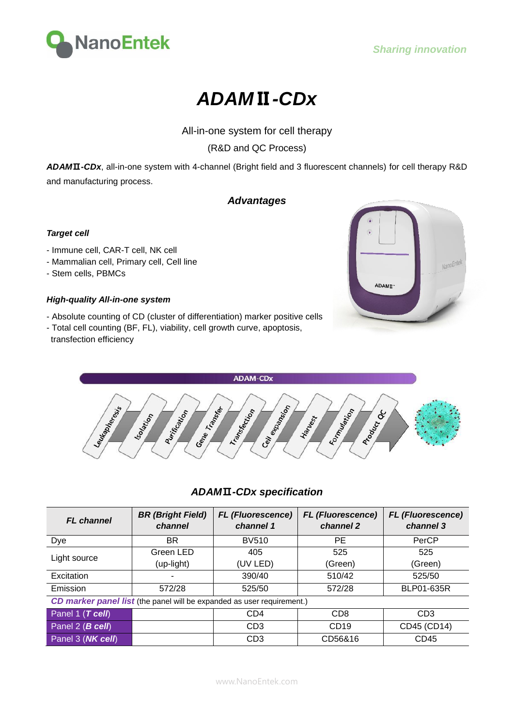# *ADAMⅡ-CDx*

All-in-one system for cell therapy

(R&D and QC Process)

***ADAMⅡ-CDx***, all-in-one system with 4-channel (Bright field and 3 fluorescent channels) for cell therapy R&D and manufacturing process.

## *Advantages*

***Target cell***

- Immune cell, CAR-T cell, NK cell
- Mammalian cell, Primary cell, Cell line
- Stem cells, PBMCs

***High-quality All-in-one system***

- Absolute counting of CD (cluster of differentiation) marker positive cells
- Total cell counting (BF, FL), viability, cell growth curve, apoptosis, transfection efficiency

ADAM-CDx

Leukapheresis
Isolation
Purification
Gene Transfer
Transfection
Cell expansion
Harvest
Formulation
Product QC

## *ADAMⅡ-CDx specification*

| *FL channel* | *BR (Bright Field) channel* | *FL (Fluorescence) channel 1* | *FL (Fluorescence) channel 2* | *FL (Fluorescence) channel 3* |
|---|---|---|---|---|
| Dye | BR | BV510 | PE | PerCP |
| Light source | Green LED (up-light) | 405 (UV LED) | 525 (Green) | 525 (Green) |
| Excitation | - | 390/40 | 510/42 | 525/50 |
| Emission | 572/28 | 525/50 | 572/28 | BLP01-635R |
| ***CD marker panel list*** (the panel will be expanded as user requirement.) | | | | |
| Panel 1 (***T cell***) | | CD4 | CD8 | CD3 |
| Panel 2 (***B cell***) | | CD3 | CD19 | CD45 (CD14) |
| Panel 3 (***NK cell***) | | CD3 | CD56&16 | CD45 |